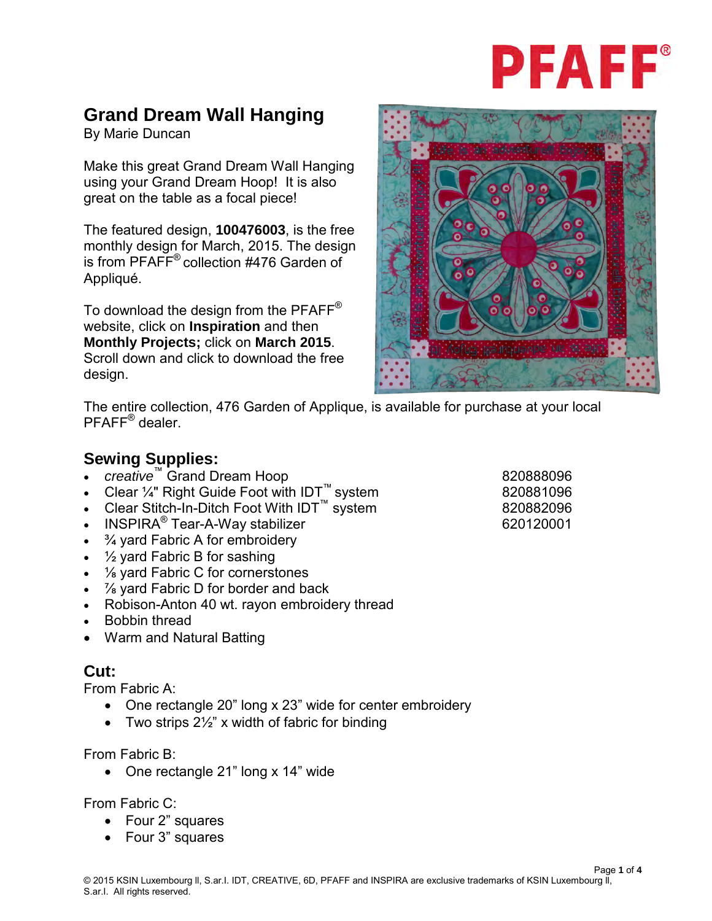# Grand Dream Wall Hanging

By Marie Duncan

Make this great Grand Dream Wall Hanging using your Grand Dream Hoop! It is also great on the table as a focal piece!

The featured design, **100476003**, is the free monthly design for March, 2015. The design is from PFAFF® collection #476 Garden of Appliqué.

To download the design from the PFAFF® website, click on **Inspiration** and then **Monthly Projects;** click on **March 2015**. Scroll down and click to download the free design.

The entire collection, 476 Garden of Applique, is available for purchase at your local PFAFF® dealer.

## Sewing Supplies:

- *creative*™ Grand Dream Hoop 820888096
- Clear ¼" Right Guide Foot with IDT™ system 820881096
- Clear Stitch-In-Ditch Foot With IDT™ system 820882096
- INSPIRA® Tear-A-Way stabilizer 620120001
- ¾ yard Fabric A for embroidery
- ½ yard Fabric B for sashing
- ⅛ yard Fabric C for cornerstones
- ⅞ yard Fabric D for border and back
- Robison-Anton 40 wt. rayon embroidery thread
- Bobbin thread
- Warm and Natural Batting

## Cut:

From Fabric A:

- One rectangle 20" long x 23" wide for center embroidery
- Two strips 2½" x width of fabric for binding

From Fabric B:

- One rectangle 21" long x 14" wide

From Fabric C:

- Four 2" squares
- Four 3" squares

© 2015 KSIN Luxembourg II, S.ar.l. IDT, CREATIVE, 6D, PFAFF and INSPIRA are exclusive trademarks of KSIN Luxembourg II, S.ar.l. All rights reserved.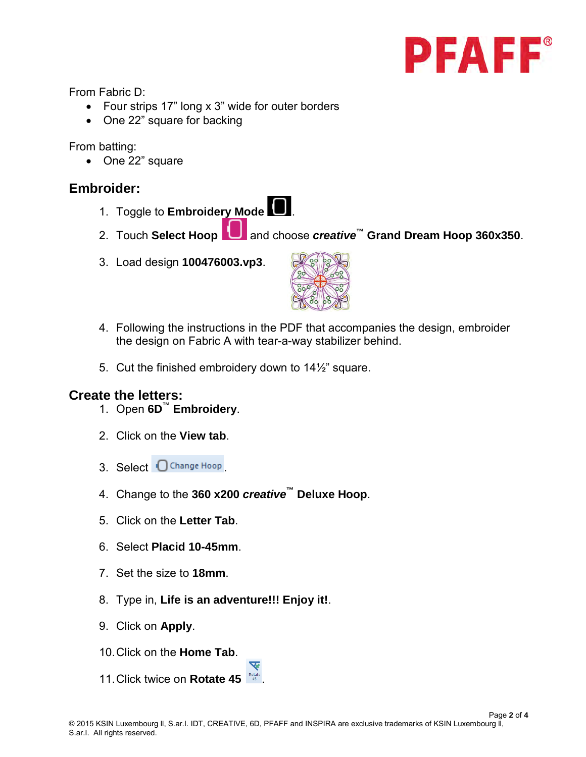From Fabric D:

- Four strips 17” long x 3” wide for outer borders
- One 22” square for backing

From batting:

- One 22” square

## Embroider:

1. Toggle to **Embroidery Mode** .
2. Touch **Select Hoop** and choose ***creative***™ **Grand Dream Hoop 360x350**.
3. Load design **100476003.vp3**.
4. Following the instructions in the PDF that accompanies the design, embroider the design on Fabric A with tear-a-way stabilizer behind.
5. Cut the finished embroidery down to 14½” square.

## Create the letters:

1. Open **6D**™ **Embroidery**.
2. Click on the **View tab**.
3. Select Change Hoop.
4. Change to the **360 x200 *creative***™ **Deluxe Hoop**.
5. Click on the **Letter Tab**.
6. Select **Placid 10-45mm**.
7. Set the size to **18mm**.
8. Type in, **Life is an adventure!!! Enjoy it!**.
9. Click on **Apply**.
10. Click on the **Home Tab**.
11. Click twice on **Rotate 45** .

© 2015 KSIN Luxembourg II, S.ar.I. IDT, CREATIVE, 6D, PFAFF and INSPIRA are exclusive trademarks of KSIN Luxembourg II, S.ar.I. All rights reserved.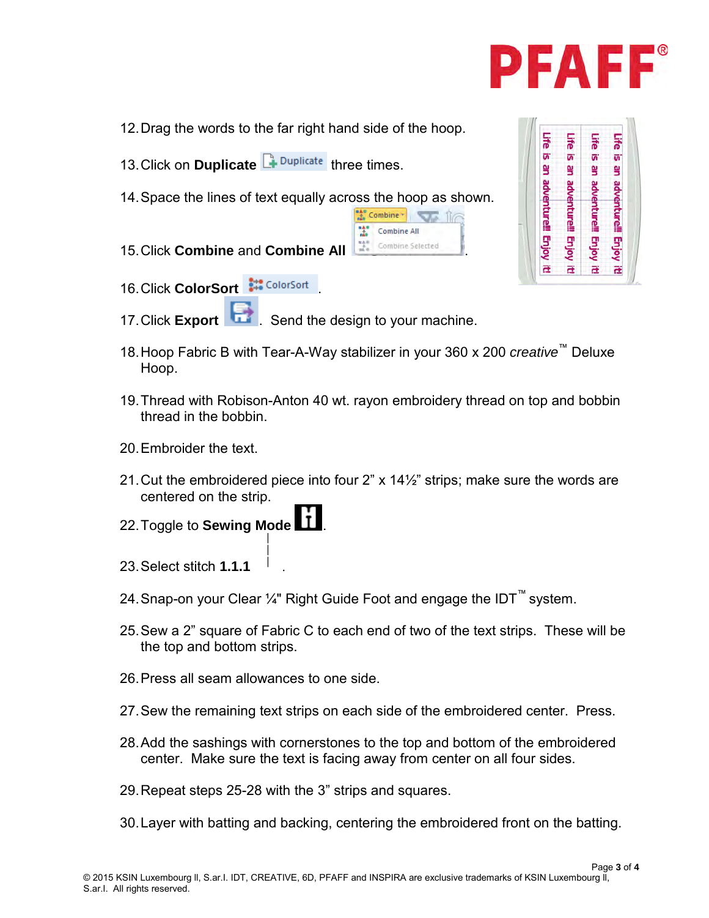12. Drag the words to the far right hand side of the hoop.

13. Click on **Duplicate** three times.

14. Space the lines of text equally across the hoop as shown.

15. Click **Combine** and **Combine All**.

16. Click **ColorSort**.

17. Click **Export**. Send the design to your machine.

18. Hoop Fabric B with Tear-A-Way stabilizer in your 360 x 200 *creative*™ Deluxe Hoop.

19. Thread with Robison-Anton 40 wt. rayon embroidery thread on top and bobbin thread in the bobbin.

20. Embroider the text.

21. Cut the embroidered piece into four 2" x 14½" strips; make sure the words are centered on the strip.

22. Toggle to **Sewing Mode**.

23. Select stitch **1.1.1**.

24. Snap-on your Clear ¼" Right Guide Foot and engage the IDT™ system.

25. Sew a 2" square of Fabric C to each end of two of the text strips. These will be the top and bottom strips.

26. Press all seam allowances to one side.

27. Sew the remaining text strips on each side of the embroidered center. Press.

28. Add the sashings with cornerstones to the top and bottom of the embroidered center. Make sure the text is facing away from center on all four sides.

29. Repeat steps 25-28 with the 3" strips and squares.

30. Layer with batting and backing, centering the embroidered front on the batting.

© 2015 KSIN Luxembourg II, S.ar.l. IDT, CREATIVE, 6D, PFAFF and INSPIRA are exclusive trademarks of KSIN Luxembourg II, S.ar.l. All rights reserved.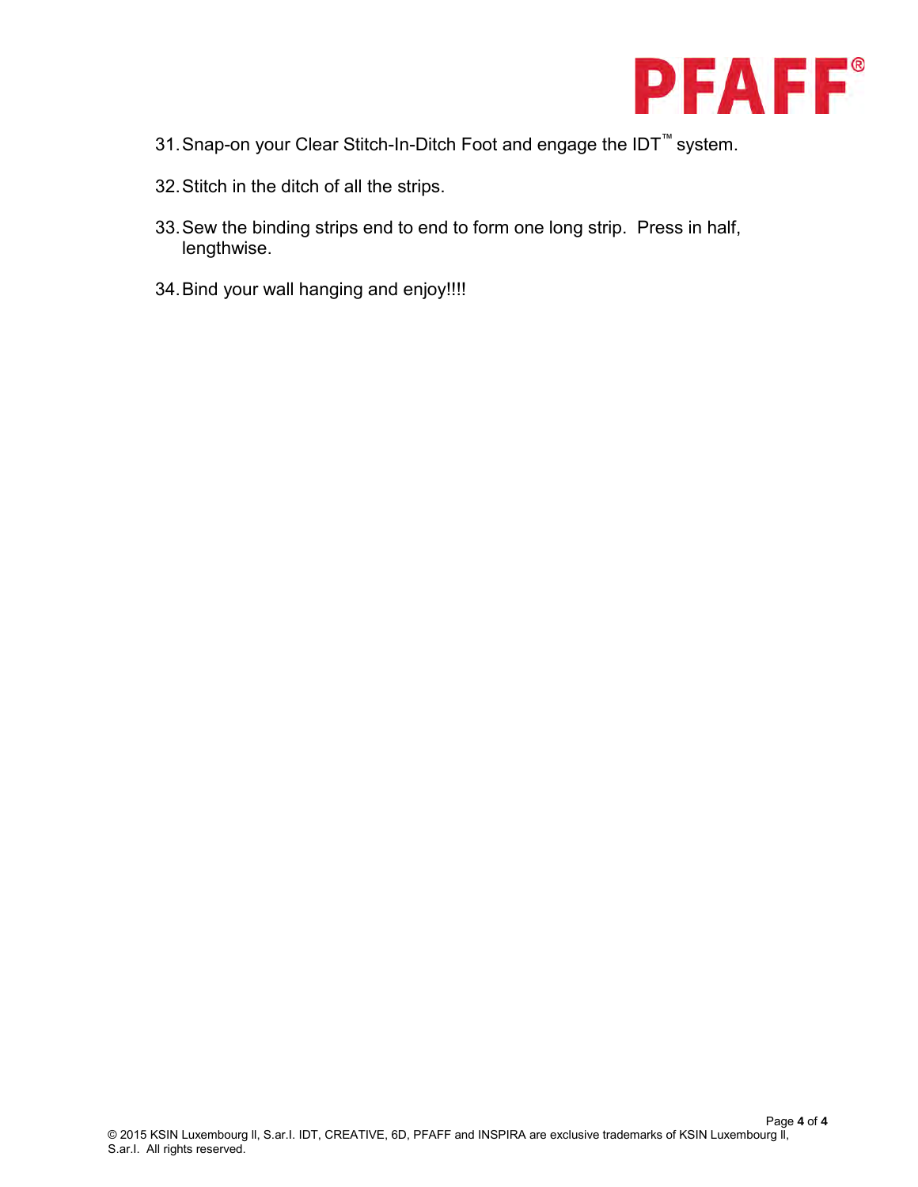31. Snap-on your Clear Stitch-In-Ditch Foot and engage the IDT™ system.

32. Stitch in the ditch of all the strips.

33. Sew the binding strips end to end to form one long strip.  Press in half, lengthwise.

34. Bind your wall hanging and enjoy!!!!

© 2015 KSIN Luxembourg ll, S.ar.l. IDT, CREATIVE, 6D, PFAFF and INSPIRA are exclusive trademarks of KSIN Luxembourg ll, S.ar.l.  All rights reserved.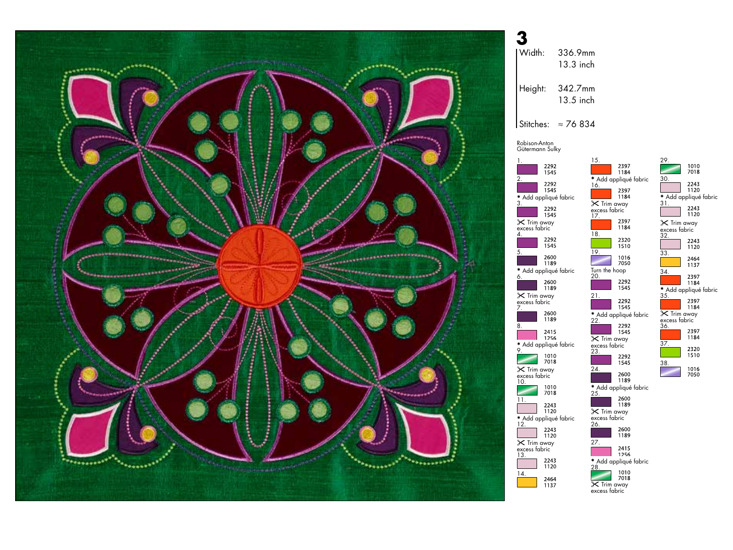# 3

Width: 336.9mm
13.3 inch

Height: 342.7mm
13.5 inch

Stitches: ≈ 76 834

Robison-Anton
Gütermann Sulky

1. 2292 1545
2. 2292 1545
* Add appliqué fabric
3. 2292 1545
✂ Trim away excess fabric
4. 2292 1545
5. 2600 1189
* Add appliqué fabric
6. 2600 1189
✂ Trim away excess fabric
7. 2600 1189
8. 2415 1256
* Add appliqué fabric
9. 1010 7018
✂ Trim away excess fabric
10. 1010 7018
11. 2243 1120
* Add appliqué fabric
12. 2243 1120
✂ Trim away excess fabric
13. 2243 1120
14. 2464 1137
15. 2397 1184
* Add appliqué fabric
16. 2397 1184
✂ Trim away excess fabric
17. 2397 1184
18. 2320 1510
19. 1016 7050
Turn the hoop
20. 2292 1545
21. 2292 1545
* Add appliqué fabric
22. 2292 1545
✂ Trim away excess fabric
23. 2292 1545
24. 2600 1189
* Add appliqué fabric
25. 2600 1189
✂ Trim away excess fabric
26. 2600 1189
27. 2415 1256
* Add appliqué fabric
28. 1010 7018
✂ Trim away excess fabric
29. 1010 7018
30. 2243 1120
* Add appliqué fabric
31. 2243 1120
✂ Trim away excess fabric
32. 2243 1120
33. 2464 1137
34. 2397 1184
* Add appliqué fabric
35. 2397 1184
✂ Trim away excess fabric
36. 2397 1184
37. 2320 1510
38. 1016 7050